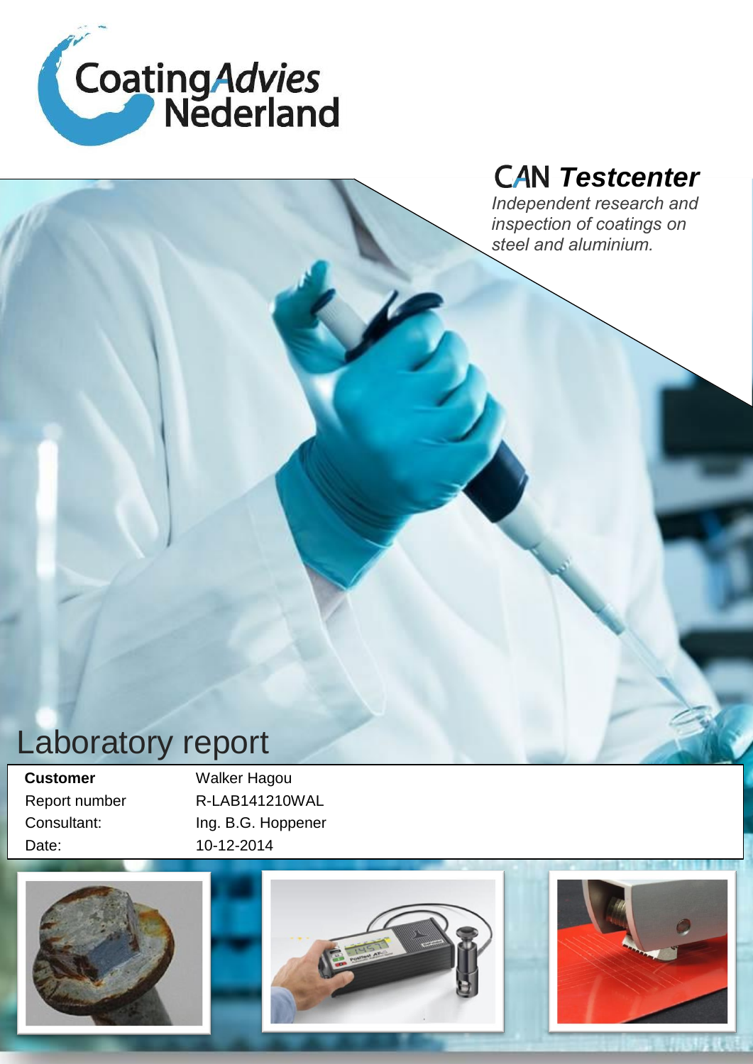CoatingAdvies Nederland

## CAN *Testcenter*

*Independent research and inspection of coatings on steel and aluminium.*

# Laboratory report

| | |
|---|---|
| **Customer** | Walker Hagou |
| Report number | R-LAB141210WAL |
| Consultant: | Ing. B.G. Hoppener |
| Date: | 10-12-2014 |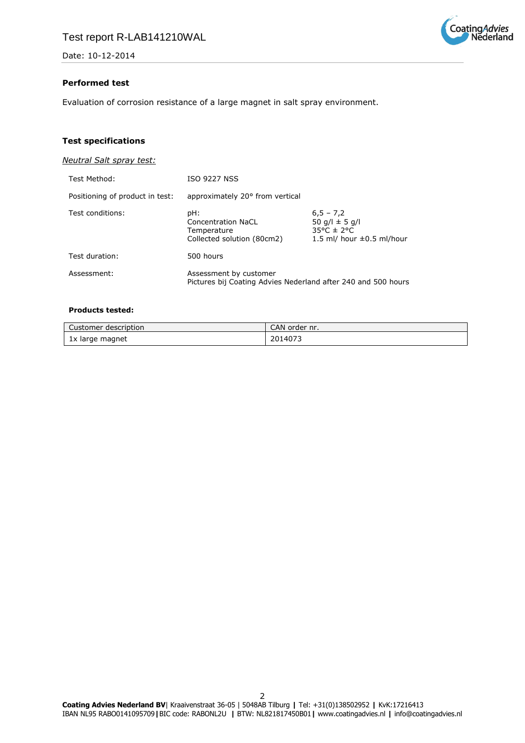### Performed test

Evaluation of corrosion resistance of a large magnet in salt spray environment.

### Test specifications

*Neutral Salt spray test:*

| | | |
|---|---|---|
| Test Method: | ISO 9227 NSS | |
| Positioning of product in test: | approximately 20° from vertical | |
| Test conditions: | pH:<br>Concentration NaCL<br>Temperature<br>Collected solution (80cm2) | 6,5 – 7,2<br>50 g/l ± 5 g/l<br>35°C ± 2°C<br>1.5 ml/ hour ±0.5 ml/hour |
| Test duration: | 500 hours | |
| Assessment: | Assessment by customer<br>Pictures bij Coating Advies Nederland after 240 and 500 hours | |

**Products tested:**

| Customer description | CAN order nr. |
|---|---|
| 1x large magnet | 2014073 |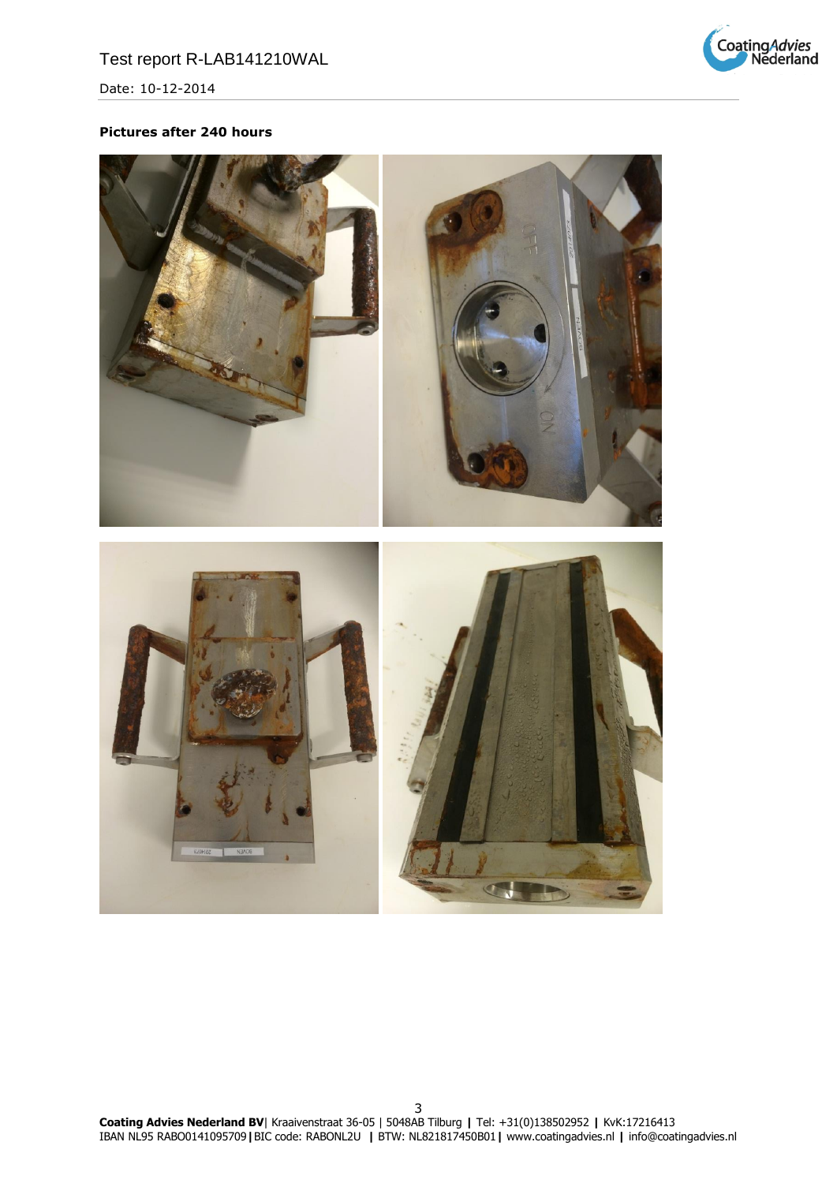**Pictures after 240 hours**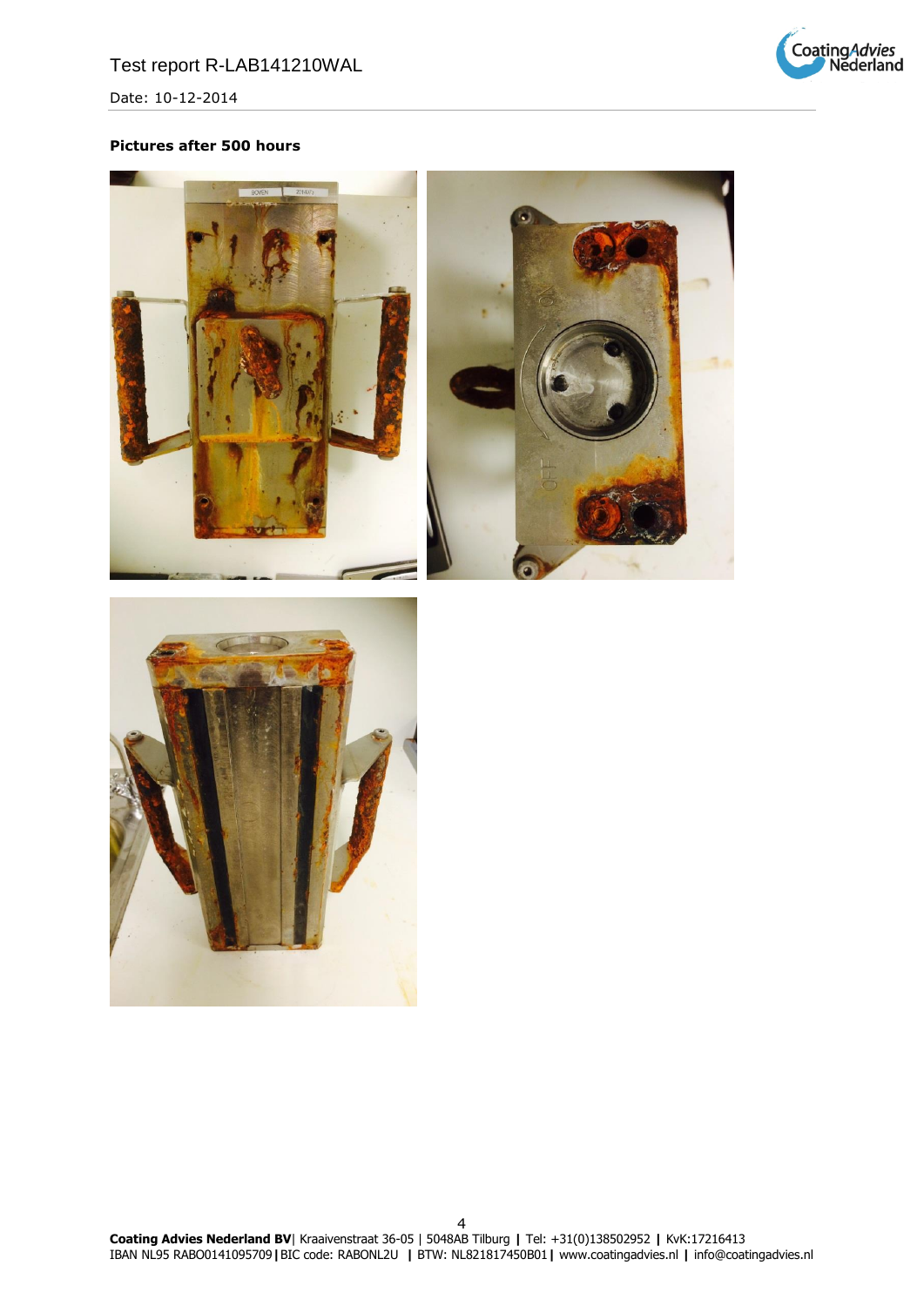**Pictures after 500 hours**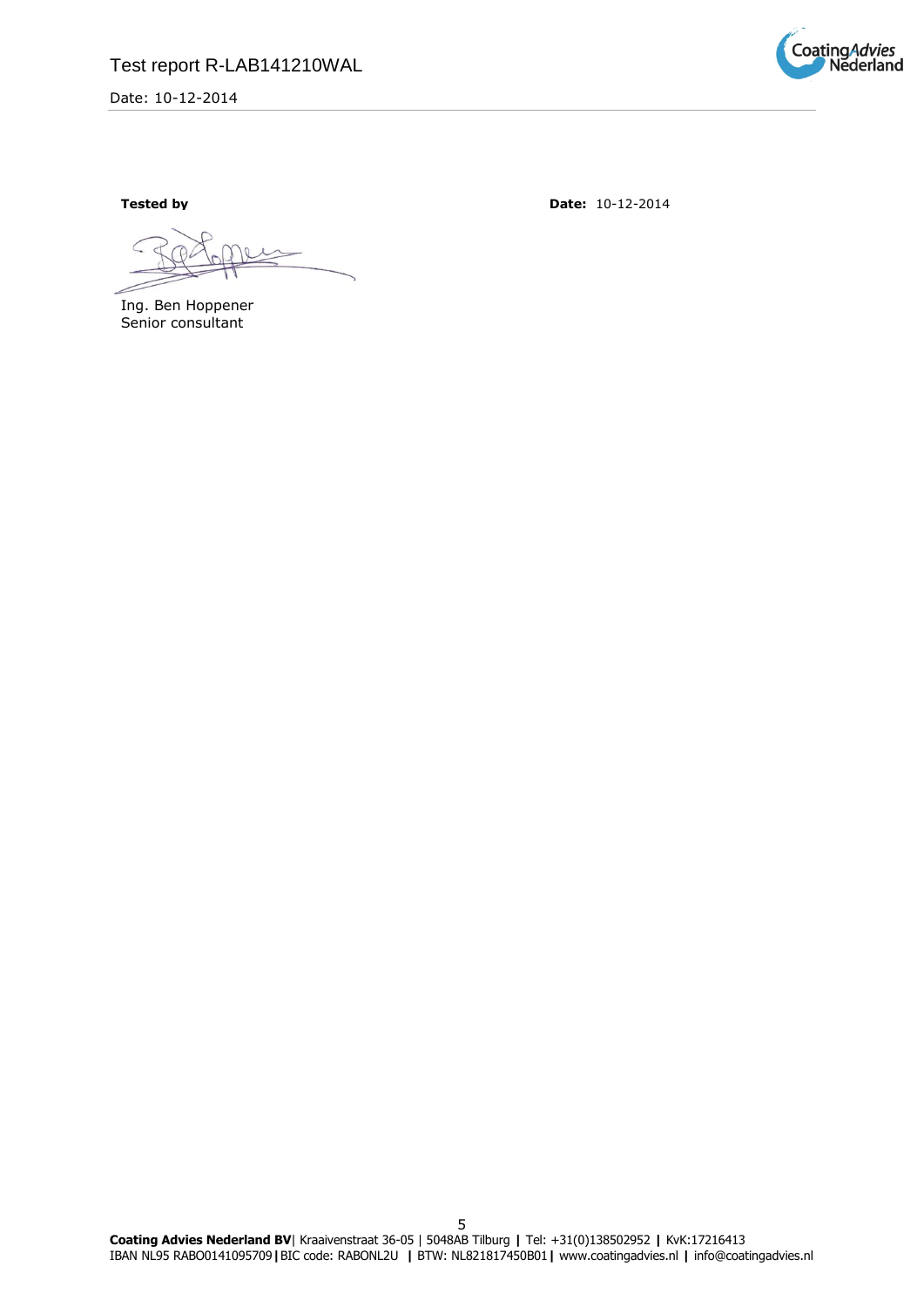**Tested by** **Date:** 10-12-2014

Ing. Ben Hoppener
Senior consultant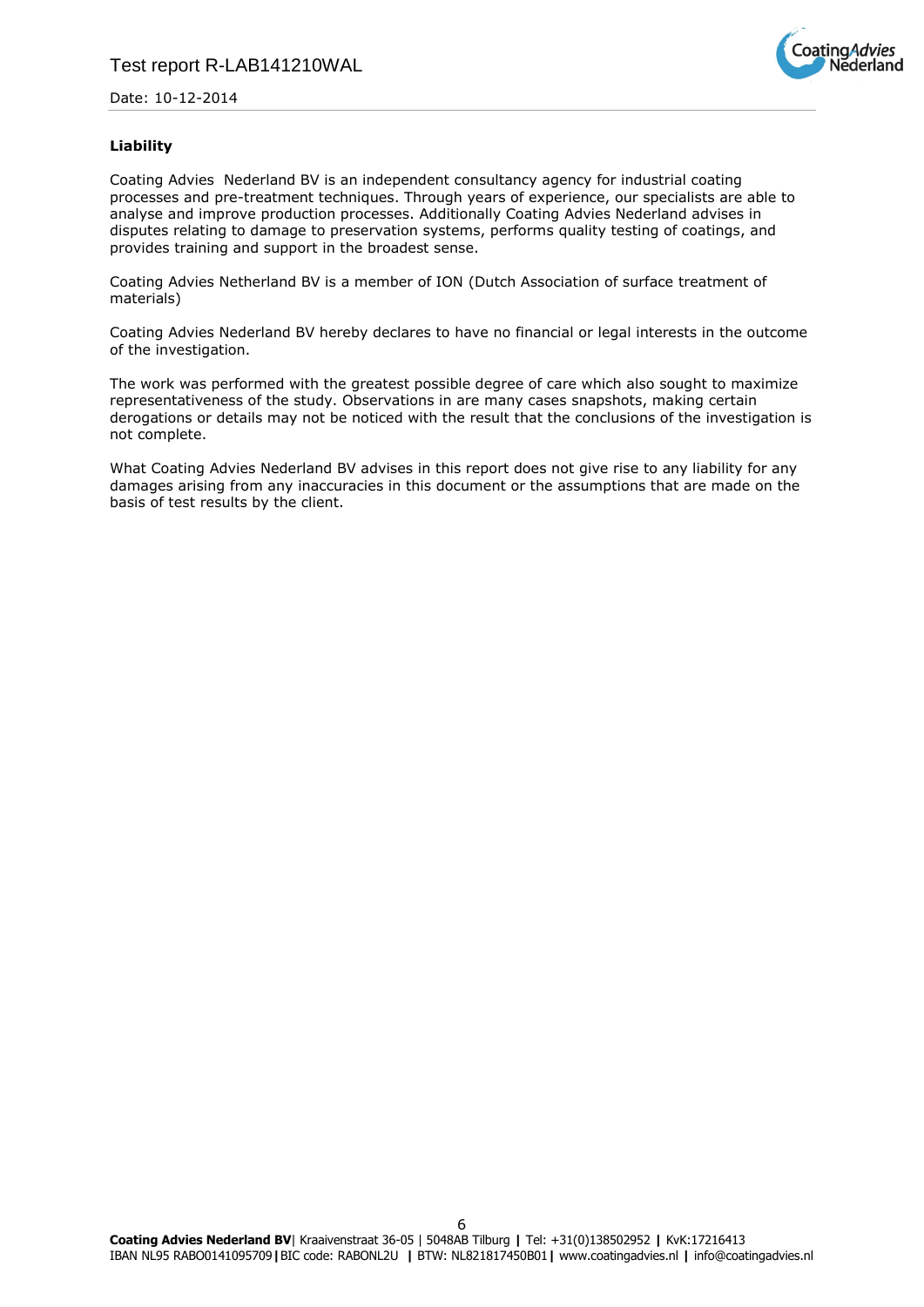**Liability**

Coating Advies  Nederland BV is an independent consultancy agency for industrial coating processes and pre-treatment techniques. Through years of experience, our specialists are able to analyse and improve production processes. Additionally Coating Advies Nederland advises in disputes relating to damage to preservation systems, performs quality testing of coatings, and provides training and support in the broadest sense.

Coating Advies Netherland BV is a member of ION (Dutch Association of surface treatment of materials)

Coating Advies Nederland BV hereby declares to have no financial or legal interests in the outcome of the investigation.

The work was performed with the greatest possible degree of care which also sought to maximize representativeness of the study. Observations in are many cases snapshots, making certain derogations or details may not be noticed with the result that the conclusions of the investigation is not complete.

What Coating Advies Nederland BV advises in this report does not give rise to any liability for any damages arising from any inaccuracies in this document or the assumptions that are made on the basis of test results by the client.